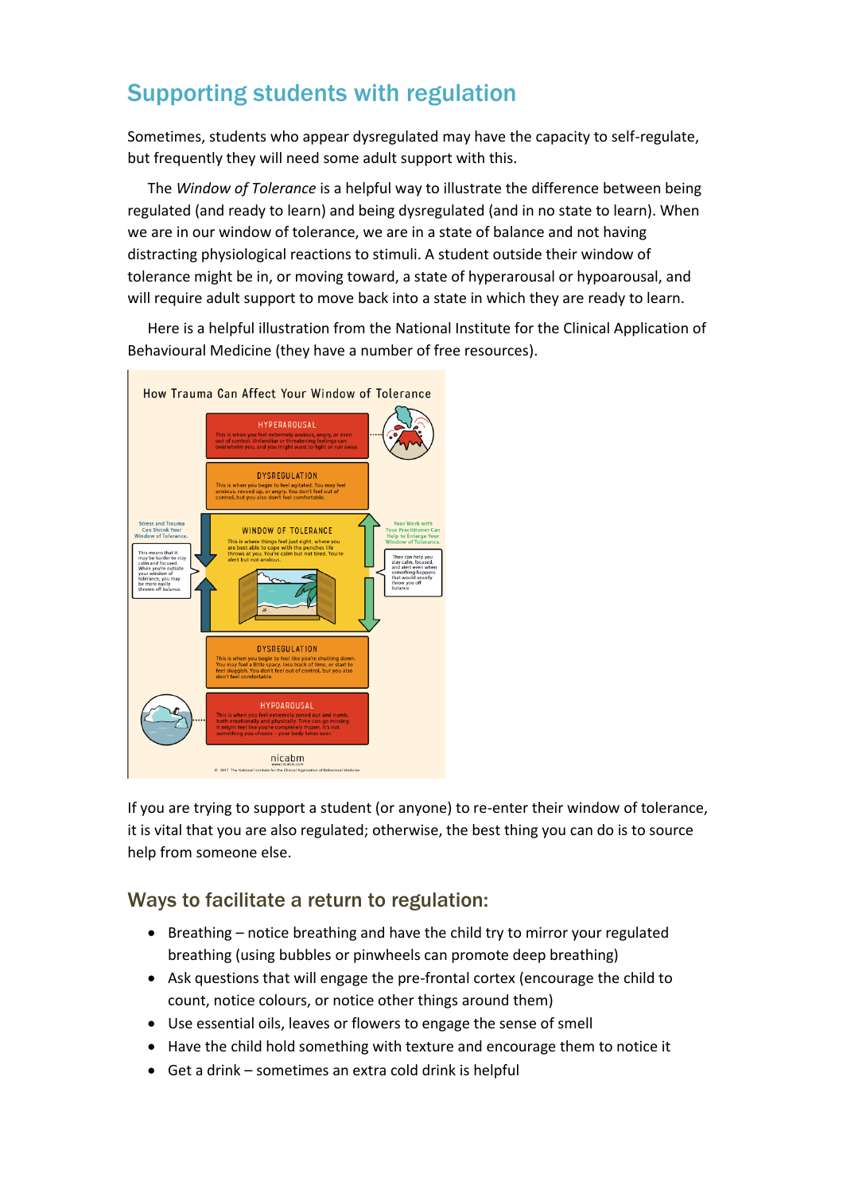## Supporting students with regulation

Sometimes, students who appear dysregulated may have the capacity to self-regulate, but frequently they will need some adult support with this.

The *Window of Tolerance* is a helpful way to illustrate the difference between being regulated (and ready to learn) and being dysregulated (and in no state to learn). When we are in our window of tolerance, we are in a state of balance and not having distracting physiological reactions to stimuli. A student outside their window of tolerance might be in, or moving toward, a state of hyperarousal or hypoarousal, and will require adult support to move back into a state in which they are ready to learn.

Here is a helpful illustration from the National Institute for the Clinical Application of Behavioural Medicine (they have a number of free resources).

How Trauma Can Affect Your Window of Tolerance

HYPERAROUSAL
This is when you feel extremely anxious, angry, or even out of control. Unfamiliar or threatening feelings can overwhelm you, and you might want to fight or run away.

DYSREGULATION
This is when you begin to feel agitated. You may feel anxious, revved up, or angry. You don't feel out of control, but you also don't feel comfortable.

Stress and Trauma Can Shrink Your Window of Tolerance.

This means that it may be harder to stay calm and focused. When you're outside your window of tolerance, you may be more easily thrown off balance.

WINDOW OF TOLERANCE
This is where things feel just right, where you are best able to cope with the punches life throws at you. You're calm but not tired. You're alert but not anxious.

Your Work with Your Practitioner Can Help to Enlarge Your Window of Tolerance.

They can help you stay calm, focused, and alert even when something happens that would usually throw you off balance.

DYSREGULATION
This is when you begin to feel like you're shutting down. You may feel a little spacy, lose track of time, or start to feel sluggish. You don't feel out of control, but you also don't feel comfortable.

HYPOAROUSAL
This is when you feel extremely zoned out and numb, both emotionally and physically. Time can go missing. It might feel like you're completely frozen. It's not something you choose – your body takes over.

nicabm

If you are trying to support a student (or anyone) to re-enter their window of tolerance, it is vital that you are also regulated; otherwise, the best thing you can do is to source help from someone else.

### Ways to facilitate a return to regulation:

- Breathing – notice breathing and have the child try to mirror your regulated breathing (using bubbles or pinwheels can promote deep breathing)
- Ask questions that will engage the pre-frontal cortex (encourage the child to count, notice colours, or notice other things around them)
- Use essential oils, leaves or flowers to engage the sense of smell
- Have the child hold something with texture and encourage them to notice it
- Get a drink – sometimes an extra cold drink is helpful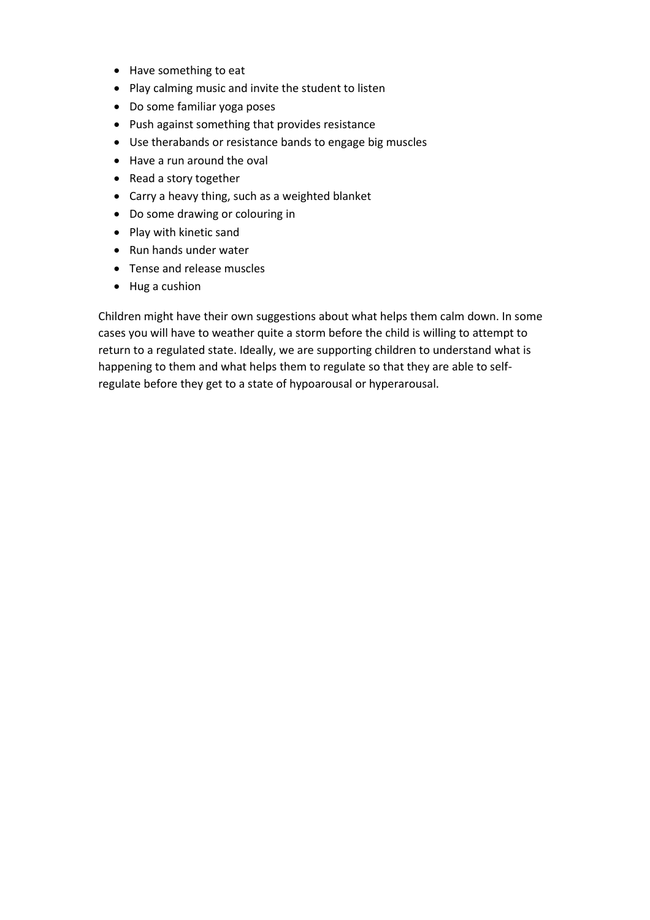- Have something to eat
- Play calming music and invite the student to listen
- Do some familiar yoga poses
- Push against something that provides resistance
- Use therabands or resistance bands to engage big muscles
- Have a run around the oval
- Read a story together
- Carry a heavy thing, such as a weighted blanket
- Do some drawing or colouring in
- Play with kinetic sand
- Run hands under water
- Tense and release muscles
- Hug a cushion

Children might have their own suggestions about what helps them calm down. In some cases you will have to weather quite a storm before the child is willing to attempt to return to a regulated state. Ideally, we are supporting children to understand what is happening to them and what helps them to regulate so that they are able to self-regulate before they get to a state of hypoarousal or hyperarousal.